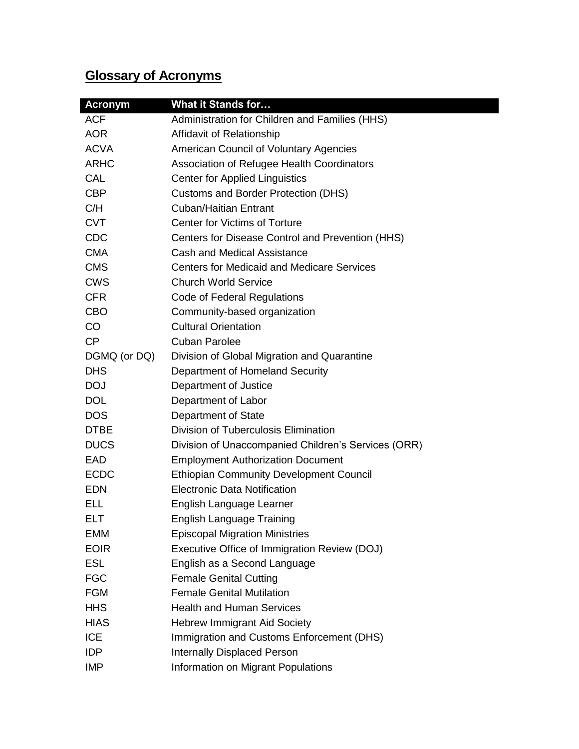## Glossary of Acronyms

| Acronym | What it Stands for… |
|---|---|
| ACF | Administration for Children and Families (HHS) |
| AOR | Affidavit of Relationship |
| ACVA | American Council of Voluntary Agencies |
| ARHC | Association of Refugee Health Coordinators |
| CAL | Center for Applied Linguistics |
| CBP | Customs and Border Protection (DHS) |
| C/H | Cuban/Haitian Entrant |
| CVT | Center for Victims of Torture |
| CDC | Centers for Disease Control and Prevention (HHS) |
| CMA | Cash and Medical Assistance |
| CMS | Centers for Medicaid and Medicare Services |
| CWS | Church World Service |
| CFR | Code of Federal Regulations |
| CBO | Community-based organization |
| CO | Cultural Orientation |
| CP | Cuban Parolee |
| DGMQ (or DQ) | Division of Global Migration and Quarantine |
| DHS | Department of Homeland Security |
| DOJ | Department of Justice |
| DOL | Department of Labor |
| DOS | Department of State |
| DTBE | Division of Tuberculosis Elimination |
| DUCS | Division of Unaccompanied Children's Services (ORR) |
| EAD | Employment Authorization Document |
| ECDC | Ethiopian Community Development Council |
| EDN | Electronic Data Notification |
| ELL | English Language Learner |
| ELT | English Language Training |
| EMM | Episcopal Migration Ministries |
| EOIR | Executive Office of Immigration Review (DOJ) |
| ESL | English as a Second Language |
| FGC | Female Genital Cutting |
| FGM | Female Genital Mutilation |
| HHS | Health and Human Services |
| HIAS | Hebrew Immigrant Aid Society |
| ICE | Immigration and Customs Enforcement (DHS) |
| IDP | Internally Displaced Person |
| IMP | Information on Migrant Populations |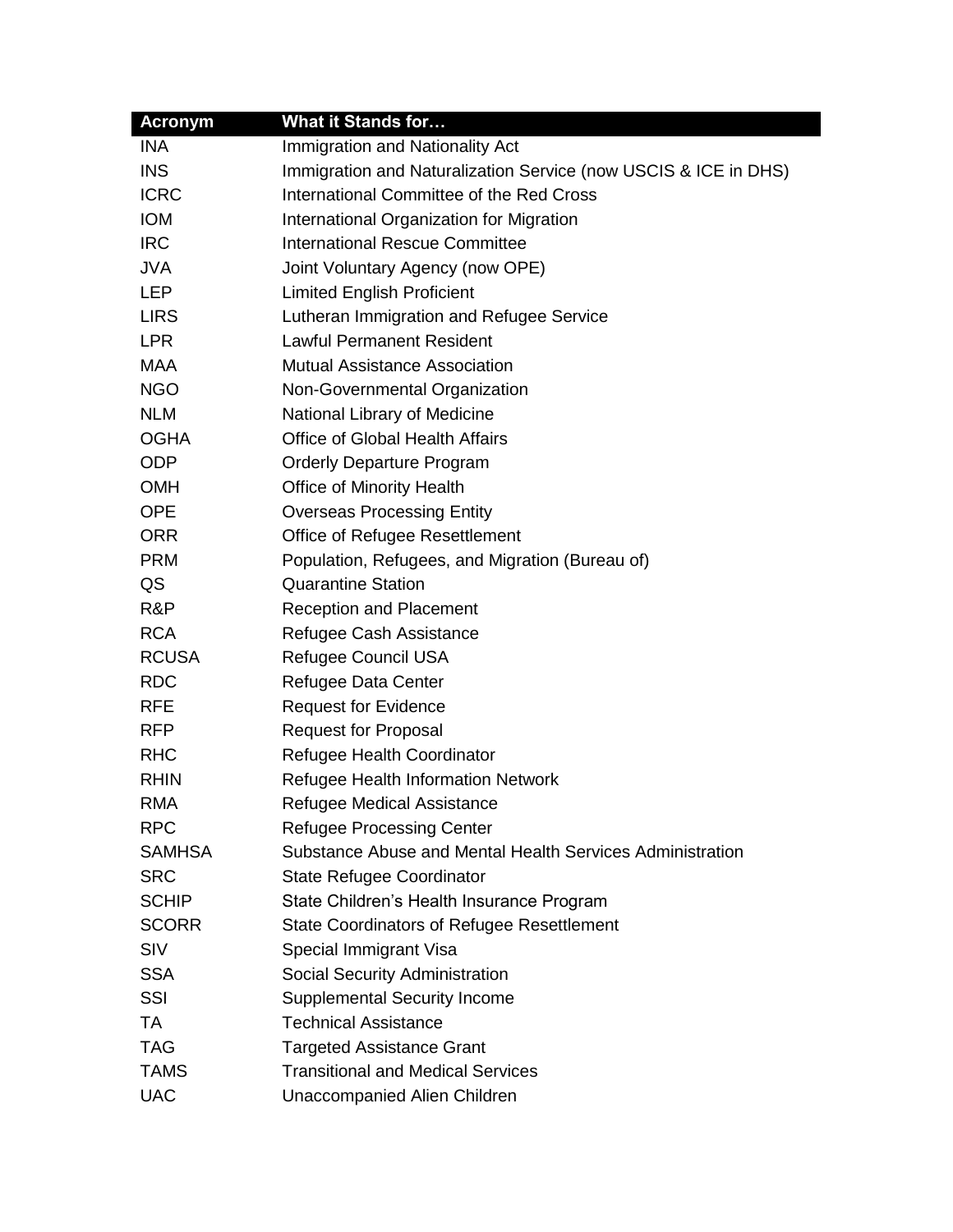| Acronym | What it Stands for… |
| --- | --- |
| INA | Immigration and Nationality Act |
| INS | Immigration and Naturalization Service (now USCIS & ICE in DHS) |
| ICRC | International Committee of the Red Cross |
| IOM | International Organization for Migration |
| IRC | International Rescue Committee |
| JVA | Joint Voluntary Agency (now OPE) |
| LEP | Limited English Proficient |
| LIRS | Lutheran Immigration and Refugee Service |
| LPR | Lawful Permanent Resident |
| MAA | Mutual Assistance Association |
| NGO | Non-Governmental Organization |
| NLM | National Library of Medicine |
| OGHA | Office of Global Health Affairs |
| ODP | Orderly Departure Program |
| OMH | Office of Minority Health |
| OPE | Overseas Processing Entity |
| ORR | Office of Refugee Resettlement |
| PRM | Population, Refugees, and Migration (Bureau of) |
| QS | Quarantine Station |
| R&P | Reception and Placement |
| RCA | Refugee Cash Assistance |
| RCUSA | Refugee Council USA |
| RDC | Refugee Data Center |
| RFE | Request for Evidence |
| RFP | Request for Proposal |
| RHC | Refugee Health Coordinator |
| RHIN | Refugee Health Information Network |
| RMA | Refugee Medical Assistance |
| RPC | Refugee Processing Center |
| SAMHSA | Substance Abuse and Mental Health Services Administration |
| SRC | State Refugee Coordinator |
| SCHIP | State Children's Health Insurance Program |
| SCORR | State Coordinators of Refugee Resettlement |
| SIV | Special Immigrant Visa |
| SSA | Social Security Administration |
| SSI | Supplemental Security Income |
| TA | Technical Assistance |
| TAG | Targeted Assistance Grant |
| TAMS | Transitional and Medical Services |
| UAC | Unaccompanied Alien Children |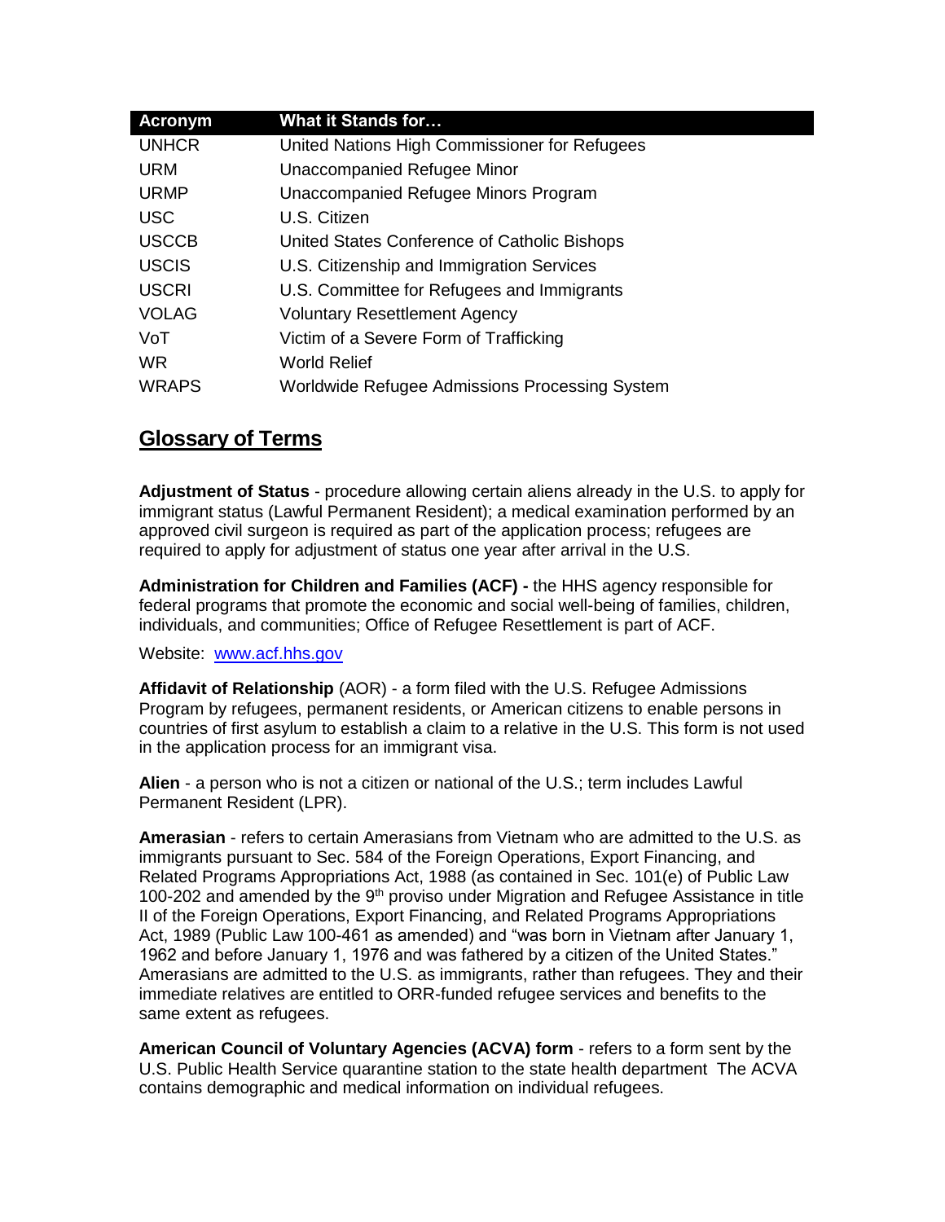| Acronym | What it Stands for… |
|---|---|
| UNHCR | United Nations High Commissioner for Refugees |
| URM | Unaccompanied Refugee Minor |
| URMP | Unaccompanied Refugee Minors Program |
| USC | U.S. Citizen |
| USCCB | United States Conference of Catholic Bishops |
| USCIS | U.S. Citizenship and Immigration Services |
| USCRI | U.S. Committee for Refugees and Immigrants |
| VOLAG | Voluntary Resettlement Agency |
| VoT | Victim of a Severe Form of Trafficking |
| WR | World Relief |
| WRAPS | Worldwide Refugee Admissions Processing System |

## Glossary of Terms

**Adjustment of Status** - procedure allowing certain aliens already in the U.S. to apply for immigrant status (Lawful Permanent Resident); a medical examination performed by an approved civil surgeon is required as part of the application process; refugees are required to apply for adjustment of status one year after arrival in the U.S.

**Administration for Children and Families (ACF) -** the HHS agency responsible for federal programs that promote the economic and social well-being of families, children, individuals, and communities; Office of Refugee Resettlement is part of ACF.

Website: [www.acf.hhs.gov](www.acf.hhs.gov)

**Affidavit of Relationship** (AOR) - a form filed with the U.S. Refugee Admissions Program by refugees, permanent residents, or American citizens to enable persons in countries of first asylum to establish a claim to a relative in the U.S. This form is not used in the application process for an immigrant visa.

**Alien** - a person who is not a citizen or national of the U.S.; term includes Lawful Permanent Resident (LPR).

**Amerasian** - refers to certain Amerasians from Vietnam who are admitted to the U.S. as immigrants pursuant to Sec. 584 of the Foreign Operations, Export Financing, and Related Programs Appropriations Act, 1988 (as contained in Sec. 101(e) of Public Law 100-202 and amended by the 9th proviso under Migration and Refugee Assistance in title II of the Foreign Operations, Export Financing, and Related Programs Appropriations Act, 1989 (Public Law 100-461 as amended) and "was born in Vietnam after January 1, 1962 and before January 1, 1976 and was fathered by a citizen of the United States." Amerasians are admitted to the U.S. as immigrants, rather than refugees. They and their immediate relatives are entitled to ORR-funded refugee services and benefits to the same extent as refugees.

**American Council of Voluntary Agencies (ACVA) form** - refers to a form sent by the U.S. Public Health Service quarantine station to the state health department The ACVA contains demographic and medical information on individual refugees.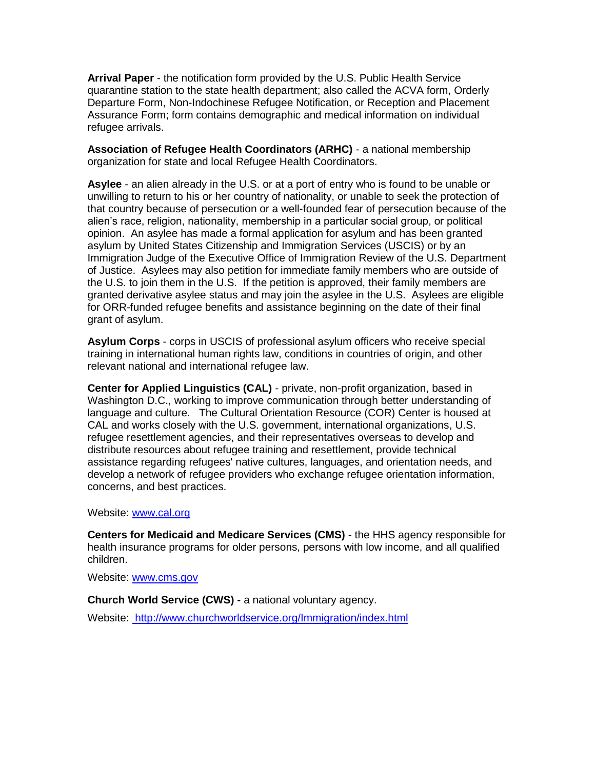**Arrival Paper** - the notification form provided by the U.S. Public Health Service quarantine station to the state health department; also called the ACVA form, Orderly Departure Form, Non-Indochinese Refugee Notification, or Reception and Placement Assurance Form; form contains demographic and medical information on individual refugee arrivals.

**Association of Refugee Health Coordinators (ARHC)** - a national membership organization for state and local Refugee Health Coordinators.

**Asylee** - an alien already in the U.S. or at a port of entry who is found to be unable or unwilling to return to his or her country of nationality, or unable to seek the protection of that country because of persecution or a well-founded fear of persecution because of the alien's race, religion, nationality, membership in a particular social group, or political opinion. An asylee has made a formal application for asylum and has been granted asylum by United States Citizenship and Immigration Services (USCIS) or by an Immigration Judge of the Executive Office of Immigration Review of the U.S. Department of Justice. Asylees may also petition for immediate family members who are outside of the U.S. to join them in the U.S. If the petition is approved, their family members are granted derivative asylee status and may join the asylee in the U.S. Asylees are eligible for ORR-funded refugee benefits and assistance beginning on the date of their final grant of asylum.

**Asylum Corps** - corps in USCIS of professional asylum officers who receive special training in international human rights law, conditions in countries of origin, and other relevant national and international refugee law.

**Center for Applied Linguistics (CAL)** - private, non-profit organization, based in Washington D.C., working to improve communication through better understanding of language and culture. The Cultural Orientation Resource (COR) Center is housed at CAL and works closely with the U.S. government, international organizations, U.S. refugee resettlement agencies, and their representatives overseas to develop and distribute resources about refugee training and resettlement, provide technical assistance regarding refugees' native cultures, languages, and orientation needs, and develop a network of refugee providers who exchange refugee orientation information, concerns, and best practices.

Website: [www.cal.org](http://www.cal.org)

**Centers for Medicaid and Medicare Services (CMS)** - the HHS agency responsible for health insurance programs for older persons, persons with low income, and all qualified children.

Website: [www.cms.gov](http://www.cms.gov)

**Church World Service (CWS) -** a national voluntary agency.

Website: [http://www.churchworldservice.org/Immigration/index.html](http://www.churchworldservice.org/Immigration/index.html)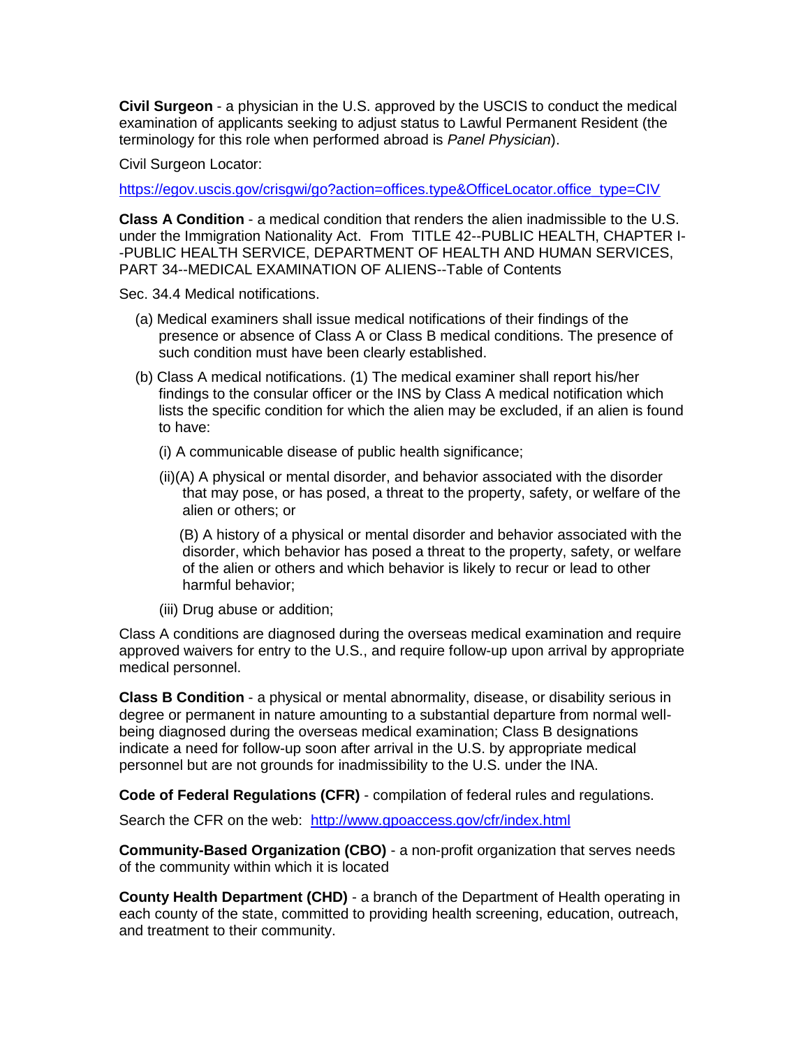**Civil Surgeon** - a physician in the U.S. approved by the USCIS to conduct the medical examination of applicants seeking to adjust status to Lawful Permanent Resident (the terminology for this role when performed abroad is *Panel Physician*).

Civil Surgeon Locator:

https://egov.uscis.gov/crisgwi/go?action=offices.type&OfficeLocator.office_type=CIV

**Class A Condition** - a medical condition that renders the alien inadmissible to the U.S. under the Immigration Nationality Act. From TITLE 42--PUBLIC HEALTH, CHAPTER I--PUBLIC HEALTH SERVICE, DEPARTMENT OF HEALTH AND HUMAN SERVICES, PART 34--MEDICAL EXAMINATION OF ALIENS--Table of Contents

Sec. 34.4 Medical notifications.

(a) Medical examiners shall issue medical notifications of their findings of the presence or absence of Class A or Class B medical conditions. The presence of such condition must have been clearly established.

(b) Class A medical notifications. (1) The medical examiner shall report his/her findings to the consular officer or the INS by Class A medical notification which lists the specific condition for which the alien may be excluded, if an alien is found to have:

(i) A communicable disease of public health significance;

(ii)(A) A physical or mental disorder, and behavior associated with the disorder that may pose, or has posed, a threat to the property, safety, or welfare of the alien or others; or

(B) A history of a physical or mental disorder and behavior associated with the disorder, which behavior has posed a threat to the property, safety, or welfare of the alien or others and which behavior is likely to recur or lead to other harmful behavior;

(iii) Drug abuse or addition;

Class A conditions are diagnosed during the overseas medical examination and require approved waivers for entry to the U.S., and require follow-up upon arrival by appropriate medical personnel.

**Class B Condition** - a physical or mental abnormality, disease, or disability serious in degree or permanent in nature amounting to a substantial departure from normal well-being diagnosed during the overseas medical examination; Class B designations indicate a need for follow-up soon after arrival in the U.S. by appropriate medical personnel but are not grounds for inadmissibility to the U.S. under the INA.

**Code of Federal Regulations (CFR)** - compilation of federal rules and regulations.

Search the CFR on the web: http://www.gpoaccess.gov/cfr/index.html

**Community-Based Organization (CBO)** - a non-profit organization that serves needs of the community within which it is located

**County Health Department (CHD)** - a branch of the Department of Health operating in each county of the state, committed to providing health screening, education, outreach, and treatment to their community.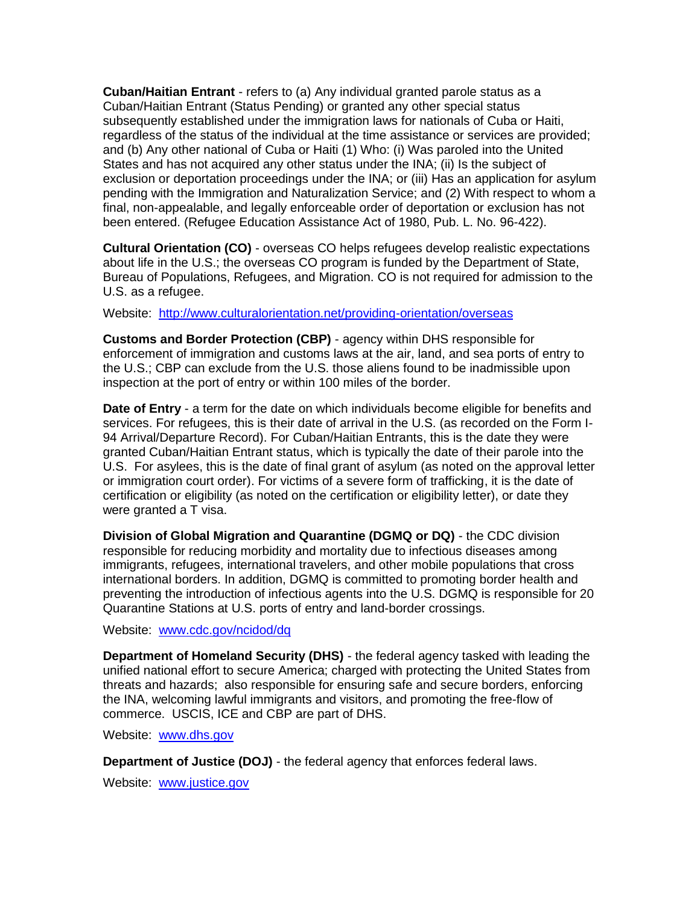**Cuban/Haitian Entrant** - refers to (a) Any individual granted parole status as a Cuban/Haitian Entrant (Status Pending) or granted any other special status subsequently established under the immigration laws for nationals of Cuba or Haiti, regardless of the status of the individual at the time assistance or services are provided; and (b) Any other national of Cuba or Haiti (1) Who: (i) Was paroled into the United States and has not acquired any other status under the INA; (ii) Is the subject of exclusion or deportation proceedings under the INA; or (iii) Has an application for asylum pending with the Immigration and Naturalization Service; and (2) With respect to whom a final, non-appealable, and legally enforceable order of deportation or exclusion has not been entered. (Refugee Education Assistance Act of 1980, Pub. L. No. 96-422).

**Cultural Orientation (CO)** - overseas CO helps refugees develop realistic expectations about life in the U.S.; the overseas CO program is funded by the Department of State, Bureau of Populations, Refugees, and Migration. CO is not required for admission to the U.S. as a refugee.

Website: [http://www.culturalorientation.net/providing-orientation/overseas](http://www.culturalorientation.net/providing-orientation/overseas)

**Customs and Border Protection (CBP)** - agency within DHS responsible for enforcement of immigration and customs laws at the air, land, and sea ports of entry to the U.S.; CBP can exclude from the U.S. those aliens found to be inadmissible upon inspection at the port of entry or within 100 miles of the border.

**Date of Entry** - a term for the date on which individuals become eligible for benefits and services. For refugees, this is their date of arrival in the U.S. (as recorded on the Form I-94 Arrival/Departure Record). For Cuban/Haitian Entrants, this is the date they were granted Cuban/Haitian Entrant status, which is typically the date of their parole into the U.S. For asylees, this is the date of final grant of asylum (as noted on the approval letter or immigration court order). For victims of a severe form of trafficking, it is the date of certification or eligibility (as noted on the certification or eligibility letter), or date they were granted a T visa.

**Division of Global Migration and Quarantine (DGMQ or DQ)** - the CDC division responsible for reducing morbidity and mortality due to infectious diseases among immigrants, refugees, international travelers, and other mobile populations that cross international borders. In addition, DGMQ is committed to promoting border health and preventing the introduction of infectious agents into the U.S. DGMQ is responsible for 20 Quarantine Stations at U.S. ports of entry and land-border crossings.

Website: [www.cdc.gov/ncidod/dq](www.cdc.gov/ncidod/dq)

**Department of Homeland Security (DHS)** - the federal agency tasked with leading the unified national effort to secure America; charged with protecting the United States from threats and hazards; also responsible for ensuring safe and secure borders, enforcing the INA, welcoming lawful immigrants and visitors, and promoting the free-flow of commerce. USCIS, ICE and CBP are part of DHS.

Website: [www.dhs.gov](www.dhs.gov)

**Department of Justice (DOJ)** - the federal agency that enforces federal laws.

Website: [www.justice.gov](www.justice.gov)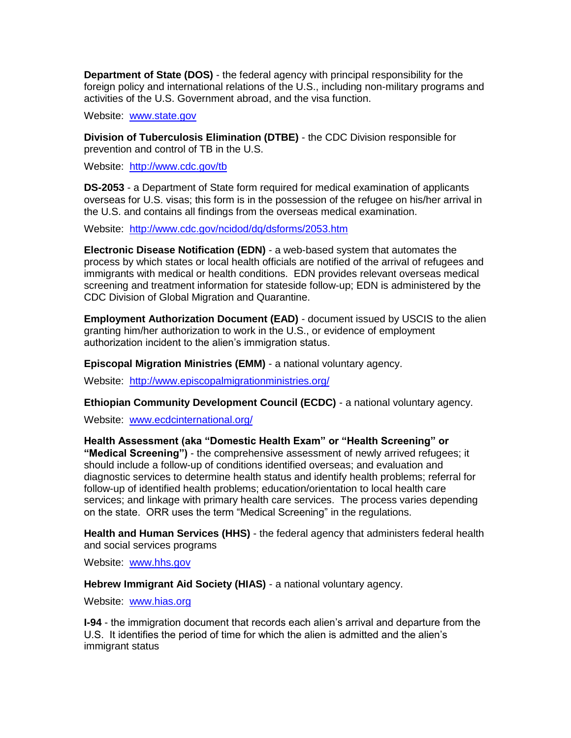**Department of State (DOS)** - the federal agency with principal responsibility for the foreign policy and international relations of the U.S., including non-military programs and activities of the U.S. Government abroad, and the visa function.

Website: [www.state.gov](www.state.gov)

**Division of Tuberculosis Elimination (DTBE)** - the CDC Division responsible for prevention and control of TB in the U.S.

Website: [http://www.cdc.gov/tb](http://www.cdc.gov/tb)

**DS-2053** - a Department of State form required for medical examination of applicants overseas for U.S. visas; this form is in the possession of the refugee on his/her arrival in the U.S. and contains all findings from the overseas medical examination.

Website: [http://www.cdc.gov/ncidod/dq/dsforms/2053.htm](http://www.cdc.gov/ncidod/dq/dsforms/2053.htm)

**Electronic Disease Notification (EDN)** - a web-based system that automates the process by which states or local health officials are notified of the arrival of refugees and immigrants with medical or health conditions. EDN provides relevant overseas medical screening and treatment information for stateside follow-up; EDN is administered by the CDC Division of Global Migration and Quarantine.

**Employment Authorization Document (EAD)** - document issued by USCIS to the alien granting him/her authorization to work in the U.S., or evidence of employment authorization incident to the alien's immigration status.

**Episcopal Migration Ministries (EMM)** - a national voluntary agency.

Website: [http://www.episcopalmigrationministries.org/](http://www.episcopalmigrationministries.org/)

**Ethiopian Community Development Council (ECDC)** - a national voluntary agency.

Website: [www.ecdcinternational.org/](www.ecdcinternational.org/)

**Health Assessment (aka "Domestic Health Exam" or "Health Screening" or "Medical Screening")** - the comprehensive assessment of newly arrived refugees; it should include a follow-up of conditions identified overseas; and evaluation and diagnostic services to determine health status and identify health problems; referral for follow-up of identified health problems; education/orientation to local health care services; and linkage with primary health care services. The process varies depending on the state. ORR uses the term "Medical Screening" in the regulations.

**Health and Human Services (HHS)** - the federal agency that administers federal health and social services programs

Website: [www.hhs.gov](www.hhs.gov)

**Hebrew Immigrant Aid Society (HIAS)** - a national voluntary agency.

Website: [www.hias.org](www.hias.org)

**I-94** - the immigration document that records each alien's arrival and departure from the U.S. It identifies the period of time for which the alien is admitted and the alien's immigrant status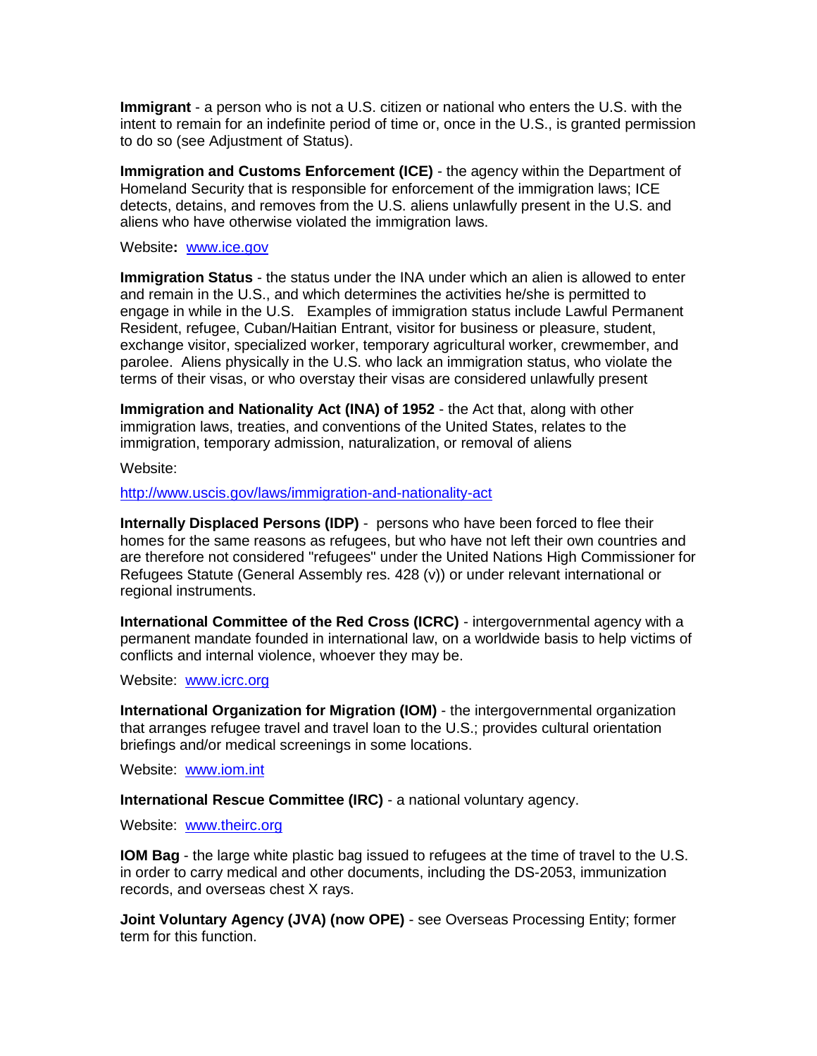**Immigrant** - a person who is not a U.S. citizen or national who enters the U.S. with the intent to remain for an indefinite period of time or, once in the U.S., is granted permission to do so (see Adjustment of Status).

**Immigration and Customs Enforcement (ICE)** - the agency within the Department of Homeland Security that is responsible for enforcement of the immigration laws; ICE detects, detains, and removes from the U.S. aliens unlawfully present in the U.S. and aliens who have otherwise violated the immigration laws.

Website**:** [www.ice.gov](www.ice.gov)

**Immigration Status** - the status under the INA under which an alien is allowed to enter and remain in the U.S., and which determines the activities he/she is permitted to engage in while in the U.S. Examples of immigration status include Lawful Permanent Resident, refugee, Cuban/Haitian Entrant, visitor for business or pleasure, student, exchange visitor, specialized worker, temporary agricultural worker, crewmember, and parolee. Aliens physically in the U.S. who lack an immigration status, who violate the terms of their visas, or who overstay their visas are considered unlawfully present

**Immigration and Nationality Act (INA) of 1952** - the Act that, along with other immigration laws, treaties, and conventions of the United States, relates to the immigration, temporary admission, naturalization, or removal of aliens

Website:

[http://www.uscis.gov/laws/immigration-and-nationality-act](http://www.uscis.gov/laws/immigration-and-nationality-act)

**Internally Displaced Persons (IDP)** - persons who have been forced to flee their homes for the same reasons as refugees, but who have not left their own countries and are therefore not considered "refugees" under the United Nations High Commissioner for Refugees Statute (General Assembly res. 428 (v)) or under relevant international or regional instruments.

**International Committee of the Red Cross (ICRC)** - intergovernmental agency with a permanent mandate founded in international law, on a worldwide basis to help victims of conflicts and internal violence, whoever they may be.

Website: [www.icrc.org](www.icrc.org)

**International Organization for Migration (IOM)** - the intergovernmental organization that arranges refugee travel and travel loan to the U.S.; provides cultural orientation briefings and/or medical screenings in some locations.

Website: [www.iom.int](www.iom.int)

**International Rescue Committee (IRC)** - a national voluntary agency.

Website: [www.theirc.org](www.theirc.org)

**IOM Bag** - the large white plastic bag issued to refugees at the time of travel to the U.S. in order to carry medical and other documents, including the DS-2053, immunization records, and overseas chest X rays.

**Joint Voluntary Agency (JVA) (now OPE)** - see Overseas Processing Entity; former term for this function.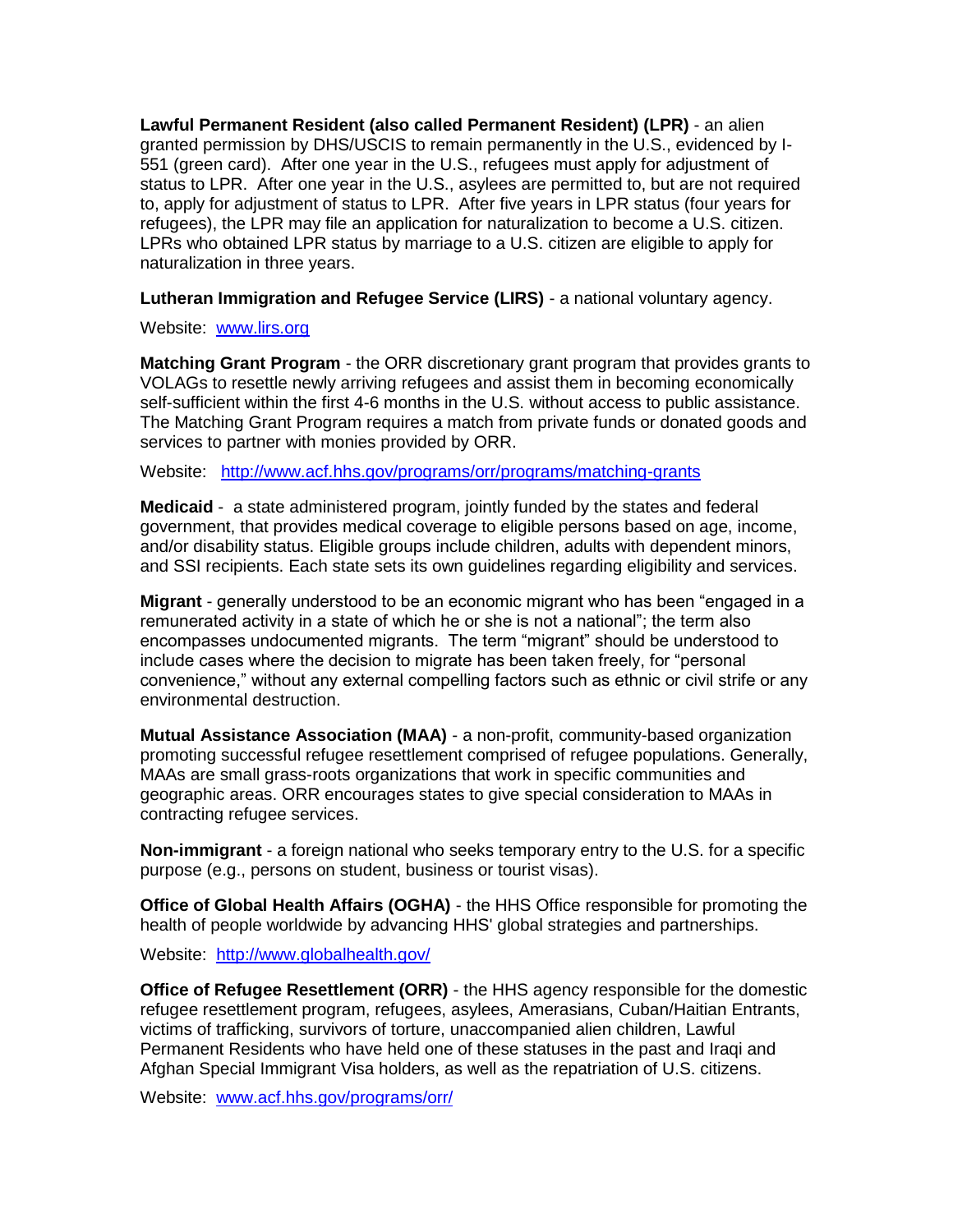**Lawful Permanent Resident (also called Permanent Resident) (LPR)** - an alien granted permission by DHS/USCIS to remain permanently in the U.S., evidenced by I-551 (green card). After one year in the U.S., refugees must apply for adjustment of status to LPR. After one year in the U.S., asylees are permitted to, but are not required to, apply for adjustment of status to LPR. After five years in LPR status (four years for refugees), the LPR may file an application for naturalization to become a U.S. citizen. LPRs who obtained LPR status by marriage to a U.S. citizen are eligible to apply for naturalization in three years.

**Lutheran Immigration and Refugee Service (LIRS)** - a national voluntary agency.

Website: [www.lirs.org](www.lirs.org)

**Matching Grant Program** - the ORR discretionary grant program that provides grants to VOLAGs to resettle newly arriving refugees and assist them in becoming economically self-sufficient within the first 4-6 months in the U.S. without access to public assistance. The Matching Grant Program requires a match from private funds or donated goods and services to partner with monies provided by ORR.

Website: [http://www.acf.hhs.gov/programs/orr/programs/matching-grants](http://www.acf.hhs.gov/programs/orr/programs/matching-grants)

**Medicaid** - a state administered program, jointly funded by the states and federal government, that provides medical coverage to eligible persons based on age, income, and/or disability status. Eligible groups include children, adults with dependent minors, and SSI recipients. Each state sets its own guidelines regarding eligibility and services.

**Migrant** - generally understood to be an economic migrant who has been "engaged in a remunerated activity in a state of which he or she is not a national"; the term also encompasses undocumented migrants. The term "migrant" should be understood to include cases where the decision to migrate has been taken freely, for "personal convenience," without any external compelling factors such as ethnic or civil strife or any environmental destruction.

**Mutual Assistance Association (MAA)** - a non-profit, community-based organization promoting successful refugee resettlement comprised of refugee populations. Generally, MAAs are small grass-roots organizations that work in specific communities and geographic areas. ORR encourages states to give special consideration to MAAs in contracting refugee services.

**Non-immigrant** - a foreign national who seeks temporary entry to the U.S. for a specific purpose (e.g., persons on student, business or tourist visas).

**Office of Global Health Affairs (OGHA)** - the HHS Office responsible for promoting the health of people worldwide by advancing HHS' global strategies and partnerships.

Website: [http://www.globalhealth.gov/](http://www.globalhealth.gov/)

**Office of Refugee Resettlement (ORR)** - the HHS agency responsible for the domestic refugee resettlement program, refugees, asylees, Amerasians, Cuban/Haitian Entrants, victims of trafficking, survivors of torture, unaccompanied alien children, Lawful Permanent Residents who have held one of these statuses in the past and Iraqi and Afghan Special Immigrant Visa holders, as well as the repatriation of U.S. citizens.

Website: [www.acf.hhs.gov/programs/orr/](www.acf.hhs.gov/programs/orr/)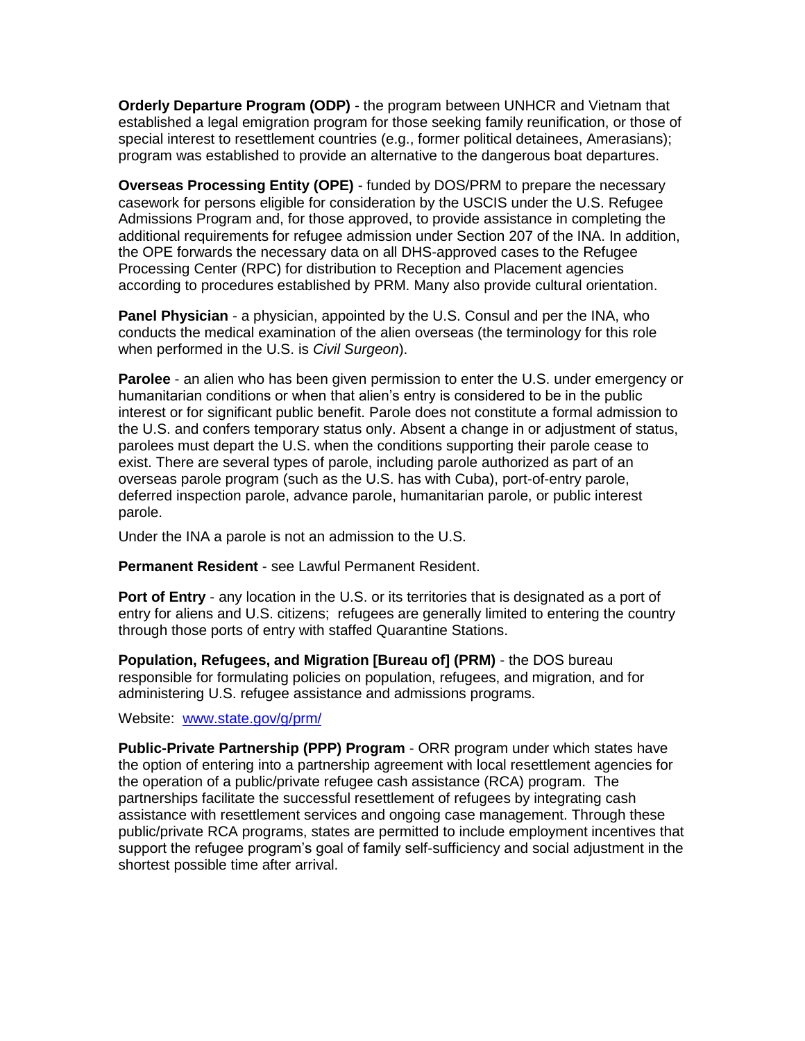**Orderly Departure Program (ODP)** - the program between UNHCR and Vietnam that established a legal emigration program for those seeking family reunification, or those of special interest to resettlement countries (e.g., former political detainees, Amerasians); program was established to provide an alternative to the dangerous boat departures.

**Overseas Processing Entity (OPE)** - funded by DOS/PRM to prepare the necessary casework for persons eligible for consideration by the USCIS under the U.S. Refugee Admissions Program and, for those approved, to provide assistance in completing the additional requirements for refugee admission under Section 207 of the INA. In addition, the OPE forwards the necessary data on all DHS-approved cases to the Refugee Processing Center (RPC) for distribution to Reception and Placement agencies according to procedures established by PRM. Many also provide cultural orientation.

**Panel Physician** - a physician, appointed by the U.S. Consul and per the INA, who conducts the medical examination of the alien overseas (the terminology for this role when performed in the U.S. is *Civil Surgeon*).

**Parolee** - an alien who has been given permission to enter the U.S. under emergency or humanitarian conditions or when that alien's entry is considered to be in the public interest or for significant public benefit. Parole does not constitute a formal admission to the U.S. and confers temporary status only. Absent a change in or adjustment of status, parolees must depart the U.S. when the conditions supporting their parole cease to exist. There are several types of parole, including parole authorized as part of an overseas parole program (such as the U.S. has with Cuba), port-of-entry parole, deferred inspection parole, advance parole, humanitarian parole, or public interest parole.

Under the INA a parole is not an admission to the U.S.

**Permanent Resident** - see Lawful Permanent Resident.

**Port of Entry** - any location in the U.S. or its territories that is designated as a port of entry for aliens and U.S. citizens; refugees are generally limited to entering the country through those ports of entry with staffed Quarantine Stations.

**Population, Refugees, and Migration [Bureau of] (PRM)** - the DOS bureau responsible for formulating policies on population, refugees, and migration, and for administering U.S. refugee assistance and admissions programs.

Website: [www.state.gov/g/prm/](http://www.state.gov/g/prm/)

**Public-Private Partnership (PPP) Program** - ORR program under which states have the option of entering into a partnership agreement with local resettlement agencies for the operation of a public/private refugee cash assistance (RCA) program. The partnerships facilitate the successful resettlement of refugees by integrating cash assistance with resettlement services and ongoing case management. Through these public/private RCA programs, states are permitted to include employment incentives that support the refugee program's goal of family self-sufficiency and social adjustment in the shortest possible time after arrival.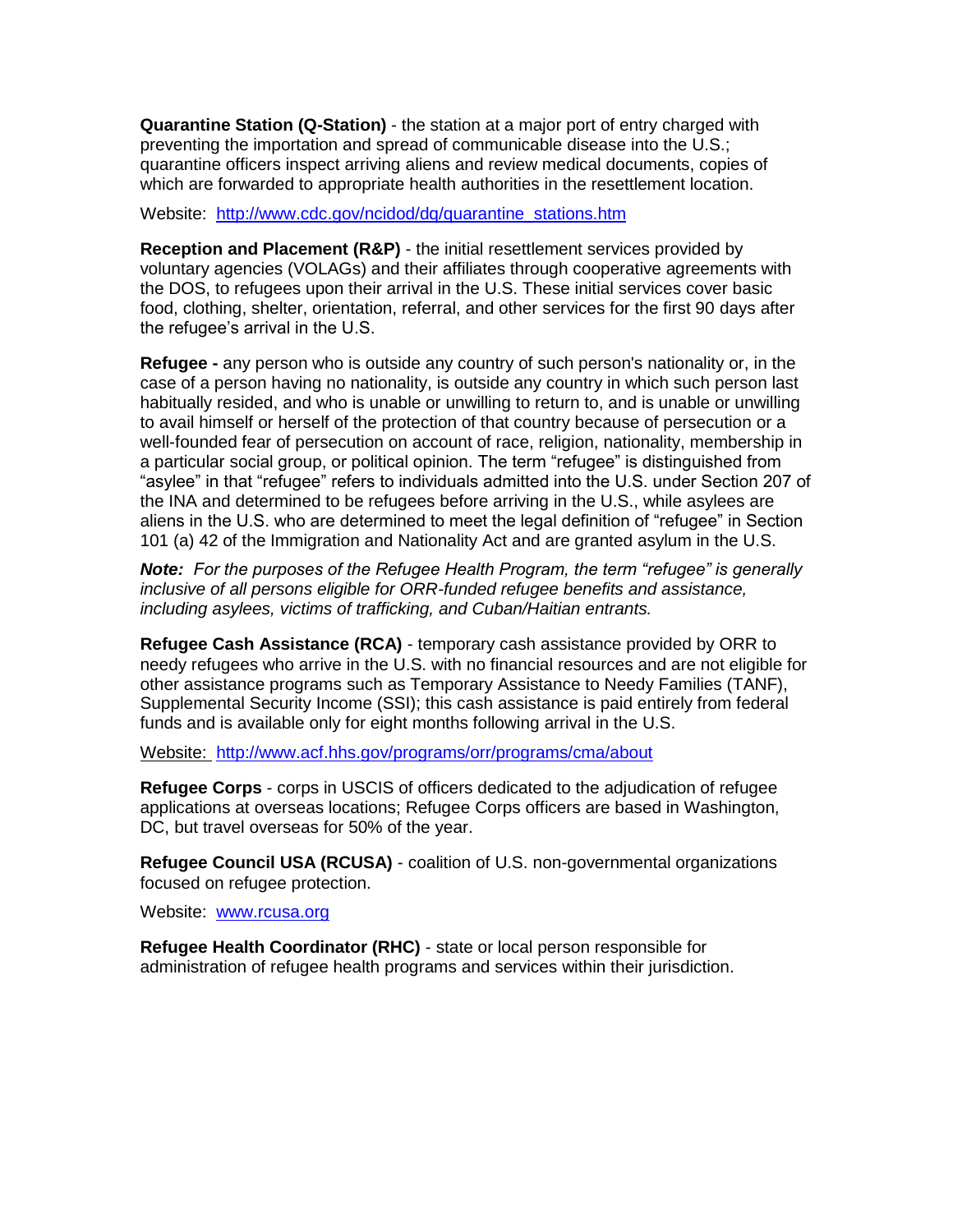**Quarantine Station (Q-Station)** - the station at a major port of entry charged with preventing the importation and spread of communicable disease into the U.S.; quarantine officers inspect arriving aliens and review medical documents, copies of which are forwarded to appropriate health authorities in the resettlement location.

Website: [http://www.cdc.gov/ncidod/dq/quarantine_stations.htm](http://www.cdc.gov/ncidod/dq/quarantine_stations.htm)

**Reception and Placement (R&P)** - the initial resettlement services provided by voluntary agencies (VOLAGs) and their affiliates through cooperative agreements with the DOS, to refugees upon their arrival in the U.S. These initial services cover basic food, clothing, shelter, orientation, referral, and other services for the first 90 days after the refugee's arrival in the U.S.

**Refugee -** any person who is outside any country of such person's nationality or, in the case of a person having no nationality, is outside any country in which such person last habitually resided, and who is unable or unwilling to return to, and is unable or unwilling to avail himself or herself of the protection of that country because of persecution or a well-founded fear of persecution on account of race, religion, nationality, membership in a particular social group, or political opinion. The term "refugee" is distinguished from "asylee" in that "refugee" refers to individuals admitted into the U.S. under Section 207 of the INA and determined to be refugees before arriving in the U.S., while asylees are aliens in the U.S. who are determined to meet the legal definition of "refugee" in Section 101 (a) 42 of the Immigration and Nationality Act and are granted asylum in the U.S.

***Note:*** *For the purposes of the Refugee Health Program, the term "refugee" is generally inclusive of all persons eligible for ORR-funded refugee benefits and assistance, including asylees, victims of trafficking, and Cuban/Haitian entrants.*

**Refugee Cash Assistance (RCA)** - temporary cash assistance provided by ORR to needy refugees who arrive in the U.S. with no financial resources and are not eligible for other assistance programs such as Temporary Assistance to Needy Families (TANF), Supplemental Security Income (SSI); this cash assistance is paid entirely from federal funds and is available only for eight months following arrival in the U.S.

Website: [http://www.acf.hhs.gov/programs/orr/programs/cma/about](http://www.acf.hhs.gov/programs/orr/programs/cma/about)

**Refugee Corps** - corps in USCIS of officers dedicated to the adjudication of refugee applications at overseas locations; Refugee Corps officers are based in Washington, DC, but travel overseas for 50% of the year.

**Refugee Council USA (RCUSA)** - coalition of U.S. non-governmental organizations focused on refugee protection.

Website: [www.rcusa.org](www.rcusa.org)

**Refugee Health Coordinator (RHC)** - state or local person responsible for administration of refugee health programs and services within their jurisdiction.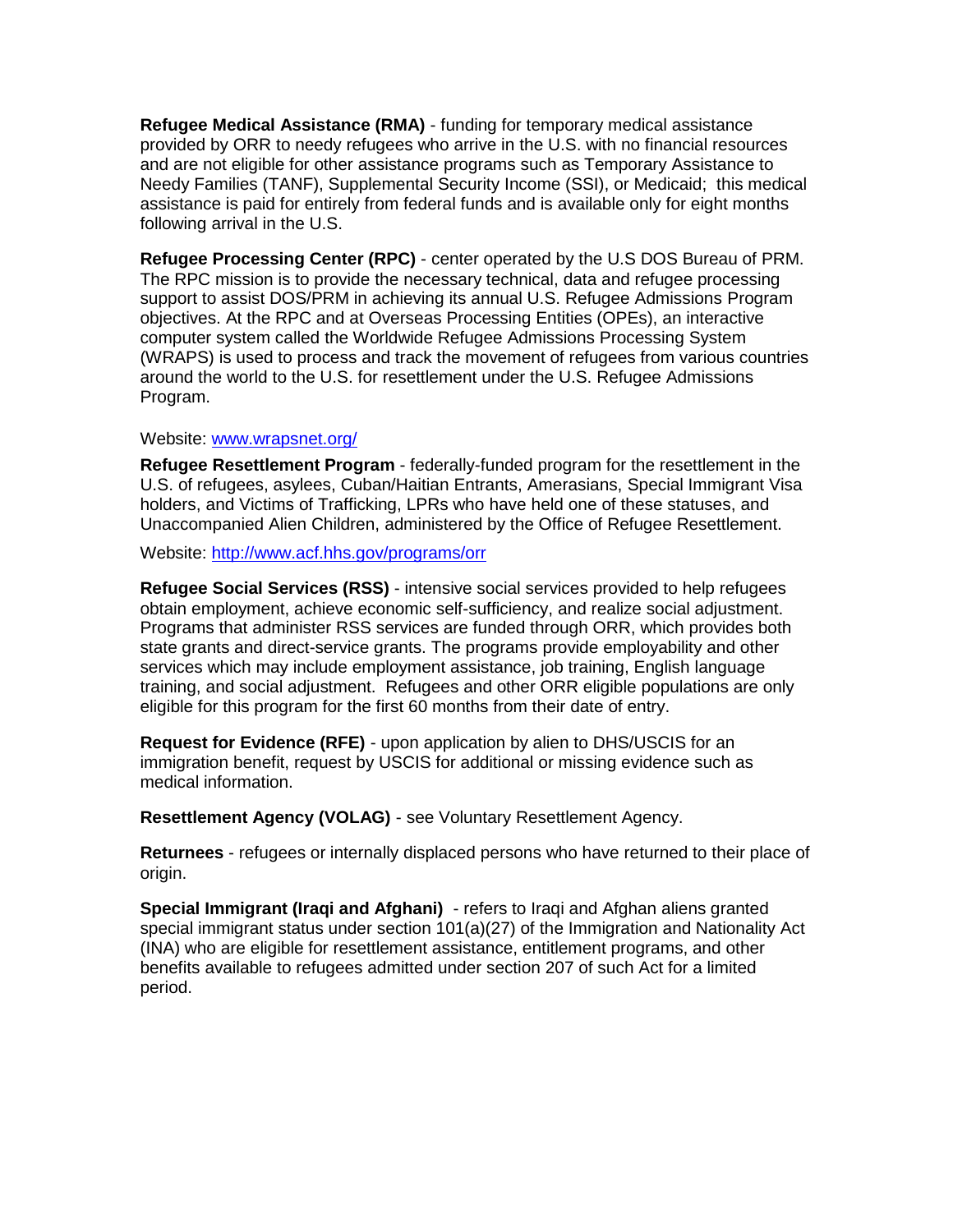**Refugee Medical Assistance (RMA)** - funding for temporary medical assistance provided by ORR to needy refugees who arrive in the U.S. with no financial resources and are not eligible for other assistance programs such as Temporary Assistance to Needy Families (TANF), Supplemental Security Income (SSI), or Medicaid; this medical assistance is paid for entirely from federal funds and is available only for eight months following arrival in the U.S.

**Refugee Processing Center (RPC)** - center operated by the U.S DOS Bureau of PRM. The RPC mission is to provide the necessary technical, data and refugee processing support to assist DOS/PRM in achieving its annual U.S. Refugee Admissions Program objectives. At the RPC and at Overseas Processing Entities (OPEs), an interactive computer system called the Worldwide Refugee Admissions Processing System (WRAPS) is used to process and track the movement of refugees from various countries around the world to the U.S. for resettlement under the U.S. Refugee Admissions Program.

Website: [www.wrapsnet.org/](www.wrapsnet.org/)

**Refugee Resettlement Program** - federally-funded program for the resettlement in the U.S. of refugees, asylees, Cuban/Haitian Entrants, Amerasians, Special Immigrant Visa holders, and Victims of Trafficking, LPRs who have held one of these statuses, and Unaccompanied Alien Children, administered by the Office of Refugee Resettlement.

Website: [http://www.acf.hhs.gov/programs/orr](http://www.acf.hhs.gov/programs/orr)

**Refugee Social Services (RSS)** - intensive social services provided to help refugees obtain employment, achieve economic self-sufficiency, and realize social adjustment. Programs that administer RSS services are funded through ORR, which provides both state grants and direct-service grants. The programs provide employability and other services which may include employment assistance, job training, English language training, and social adjustment. Refugees and other ORR eligible populations are only eligible for this program for the first 60 months from their date of entry.

**Request for Evidence (RFE)** - upon application by alien to DHS/USCIS for an immigration benefit, request by USCIS for additional or missing evidence such as medical information.

**Resettlement Agency (VOLAG)** - see Voluntary Resettlement Agency.

**Returnees** - refugees or internally displaced persons who have returned to their place of origin.

**Special Immigrant (Iraqi and Afghani)** - refers to Iraqi and Afghan aliens granted special immigrant status under section 101(a)(27) of the Immigration and Nationality Act (INA) who are eligible for resettlement assistance, entitlement programs, and other benefits available to refugees admitted under section 207 of such Act for a limited period.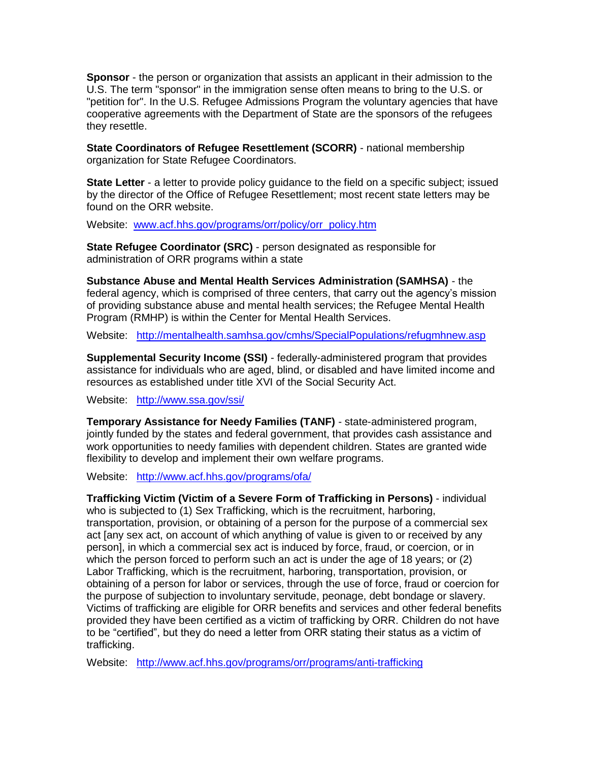**Sponsor** - the person or organization that assists an applicant in their admission to the U.S. The term "sponsor" in the immigration sense often means to bring to the U.S. or "petition for". In the U.S. Refugee Admissions Program the voluntary agencies that have cooperative agreements with the Department of State are the sponsors of the refugees they resettle.

**State Coordinators of Refugee Resettlement (SCORR)** - national membership organization for State Refugee Coordinators.

**State Letter** - a letter to provide policy guidance to the field on a specific subject; issued by the director of the Office of Refugee Resettlement; most recent state letters may be found on the ORR website.

Website: [www.acf.hhs.gov/programs/orr/policy/orr_policy.htm](www.acf.hhs.gov/programs/orr/policy/orr_policy.htm)

**State Refugee Coordinator (SRC)** - person designated as responsible for administration of ORR programs within a state

**Substance Abuse and Mental Health Services Administration (SAMHSA)** - the federal agency, which is comprised of three centers, that carry out the agency's mission of providing substance abuse and mental health services; the Refugee Mental Health Program (RMHP) is within the Center for Mental Health Services.

Website: [http://mentalhealth.samhsa.gov/cmhs/SpecialPopulations/refugmhnew.asp](http://mentalhealth.samhsa.gov/cmhs/SpecialPopulations/refugmhnew.asp)

**Supplemental Security Income (SSI)** - federally-administered program that provides assistance for individuals who are aged, blind, or disabled and have limited income and resources as established under title XVI of the Social Security Act.

Website: [http://www.ssa.gov/ssi/](http://www.ssa.gov/ssi/)

**Temporary Assistance for Needy Families (TANF)** - state-administered program, jointly funded by the states and federal government, that provides cash assistance and work opportunities to needy families with dependent children. States are granted wide flexibility to develop and implement their own welfare programs.

Website: [http://www.acf.hhs.gov/programs/ofa/](http://www.acf.hhs.gov/programs/ofa/)

**Trafficking Victim (Victim of a Severe Form of Trafficking in Persons)** - individual who is subjected to (1) Sex Trafficking, which is the recruitment, harboring, transportation, provision, or obtaining of a person for the purpose of a commercial sex act [any sex act, on account of which anything of value is given to or received by any person], in which a commercial sex act is induced by force, fraud, or coercion, or in which the person forced to perform such an act is under the age of 18 years; or (2) Labor Trafficking, which is the recruitment, harboring, transportation, provision, or obtaining of a person for labor or services, through the use of force, fraud or coercion for the purpose of subjection to involuntary servitude, peonage, debt bondage or slavery. Victims of trafficking are eligible for ORR benefits and services and other federal benefits provided they have been certified as a victim of trafficking by ORR. Children do not have to be "certified", but they do need a letter from ORR stating their status as a victim of trafficking.

Website: [http://www.acf.hhs.gov/programs/orr/programs/anti-trafficking](http://www.acf.hhs.gov/programs/orr/programs/anti-trafficking)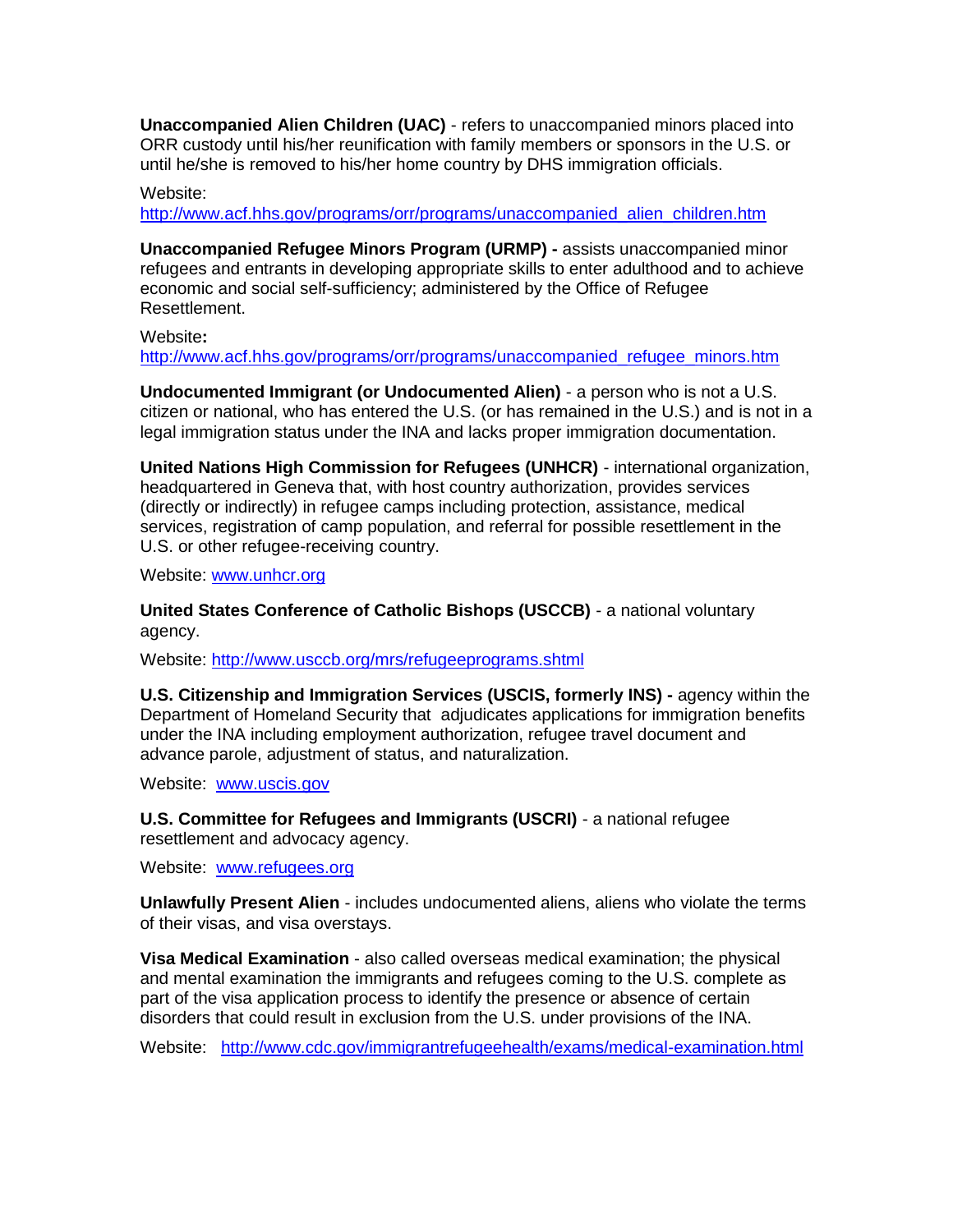**Unaccompanied Alien Children (UAC)** - refers to unaccompanied minors placed into ORR custody until his/her reunification with family members or sponsors in the U.S. or until he/she is removed to his/her home country by DHS immigration officials.

Website: http://www.acf.hhs.gov/programs/orr/programs/unaccompanied_alien_children.htm

**Unaccompanied Refugee Minors Program (URMP) -** assists unaccompanied minor refugees and entrants in developing appropriate skills to enter adulthood and to achieve economic and social self-sufficiency; administered by the Office of Refugee Resettlement.

Website**:** http://www.acf.hhs.gov/programs/orr/programs/unaccompanied_refugee_minors.htm

**Undocumented Immigrant (or Undocumented Alien)** - a person who is not a U.S. citizen or national, who has entered the U.S. (or has remained in the U.S.) and is not in a legal immigration status under the INA and lacks proper immigration documentation.

**United Nations High Commission for Refugees (UNHCR)** - international organization, headquartered in Geneva that, with host country authorization, provides services (directly or indirectly) in refugee camps including protection, assistance, medical services, registration of camp population, and referral for possible resettlement in the U.S. or other refugee-receiving country.

Website: www.unhcr.org

**United States Conference of Catholic Bishops (USCCB)** - a national voluntary agency.

Website: http://www.usccb.org/mrs/refugeeprograms.shtml

**U.S. Citizenship and Immigration Services (USCIS, formerly INS) -** agency within the Department of Homeland Security that adjudicates applications for immigration benefits under the INA including employment authorization, refugee travel document and advance parole, adjustment of status, and naturalization.

Website: www.uscis.gov

**U.S. Committee for Refugees and Immigrants (USCRI)** - a national refugee resettlement and advocacy agency.

Website: www.refugees.org

**Unlawfully Present Alien** - includes undocumented aliens, aliens who violate the terms of their visas, and visa overstays.

**Visa Medical Examination** - also called overseas medical examination; the physical and mental examination the immigrants and refugees coming to the U.S. complete as part of the visa application process to identify the presence or absence of certain disorders that could result in exclusion from the U.S. under provisions of the INA.

Website: http://www.cdc.gov/immigrantrefugeehealth/exams/medical-examination.html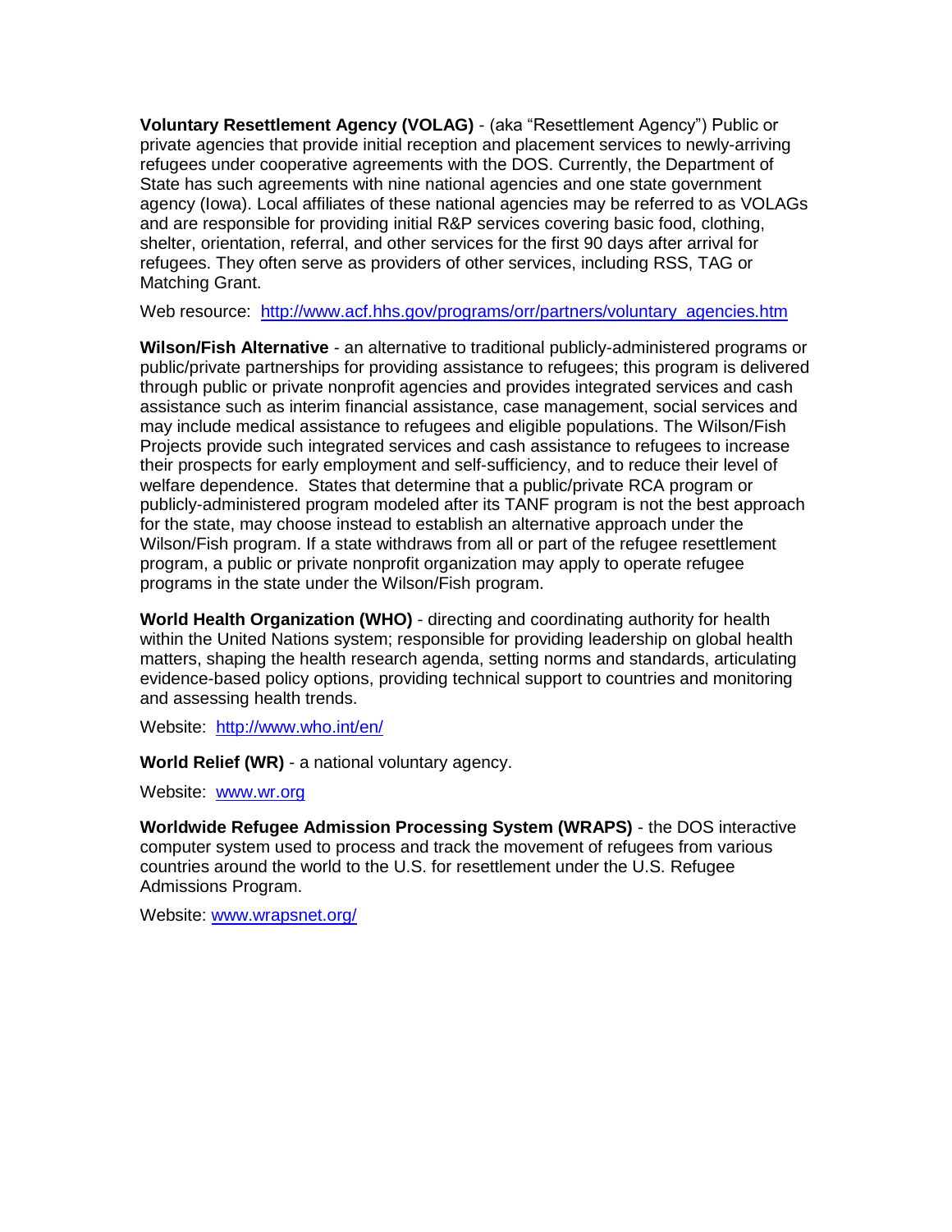**Voluntary Resettlement Agency (VOLAG)** - (aka "Resettlement Agency") Public or private agencies that provide initial reception and placement services to newly-arriving refugees under cooperative agreements with the DOS. Currently, the Department of State has such agreements with nine national agencies and one state government agency (Iowa). Local affiliates of these national agencies may be referred to as VOLAGs and are responsible for providing initial R&P services covering basic food, clothing, shelter, orientation, referral, and other services for the first 90 days after arrival for refugees. They often serve as providers of other services, including RSS, TAG or Matching Grant.

Web resource: [http://www.acf.hhs.gov/programs/orr/partners/voluntary_agencies.htm](http://www.acf.hhs.gov/programs/orr/partners/voluntary_agencies.htm)

**Wilson/Fish Alternative** - an alternative to traditional publicly-administered programs or public/private partnerships for providing assistance to refugees; this program is delivered through public or private nonprofit agencies and provides integrated services and cash assistance such as interim financial assistance, case management, social services and may include medical assistance to refugees and eligible populations. The Wilson/Fish Projects provide such integrated services and cash assistance to refugees to increase their prospects for early employment and self-sufficiency, and to reduce their level of welfare dependence. States that determine that a public/private RCA program or publicly-administered program modeled after its TANF program is not the best approach for the state, may choose instead to establish an alternative approach under the Wilson/Fish program. If a state withdraws from all or part of the refugee resettlement program, a public or private nonprofit organization may apply to operate refugee programs in the state under the Wilson/Fish program.

**World Health Organization (WHO)** - directing and coordinating authority for health within the United Nations system; responsible for providing leadership on global health matters, shaping the health research agenda, setting norms and standards, articulating evidence-based policy options, providing technical support to countries and monitoring and assessing health trends.

Website: [http://www.who.int/en/](http://www.who.int/en/)

**World Relief (WR)** - a national voluntary agency.

Website: [www.wr.org](www.wr.org)

**Worldwide Refugee Admission Processing System (WRAPS)** - the DOS interactive computer system used to process and track the movement of refugees from various countries around the world to the U.S. for resettlement under the U.S. Refugee Admissions Program.

Website: [www.wrapsnet.org/](www.wrapsnet.org/)